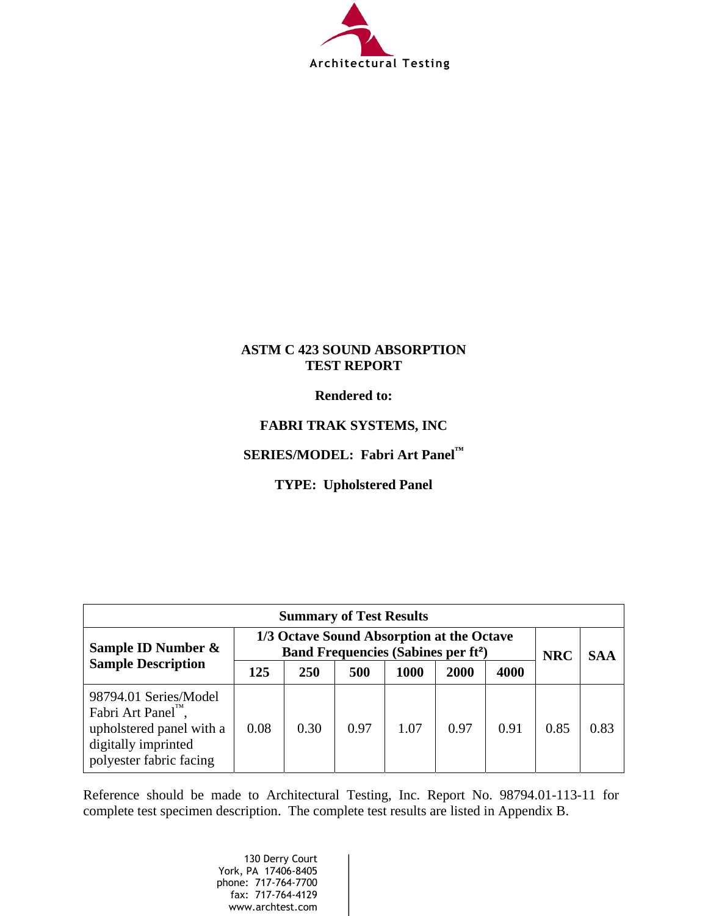Architectural Testing

**ASTM C 423 SOUND ABSORPTION TEST REPORT**

**Rendered to:**

**FABRI TRAK SYSTEMS, INC**

**SERIES/MODEL: Fabri Art Panel™**

**TYPE: Upholstered Panel**

| Summary of Test Results | | | | | | | | |
|---|---|---|---|---|---|---|---|---|
| **Sample ID Number & Sample Description** | **1/3 Octave Sound Absorption at the Octave Band Frequencies (Sabines per ft²)** | | | | | | **NRC** | **SAA** |
| | **125** | **250** | **500** | **1000** | **2000** | **4000** | | |
| 98794.01 Series/Model Fabri Art Panel™, upholstered panel with a digitally imprinted polyester fabric facing | 0.08 | 0.30 | 0.97 | 1.07 | 0.97 | 0.91 | 0.85 | 0.83 |

Reference should be made to Architectural Testing, Inc. Report No. 98794.01-113-11 for complete test specimen description. The complete test results are listed in Appendix B.

130 Derry Court
York, PA 17406-8405
phone: 717-764-7700
fax: 717-764-4129
www.archtest.com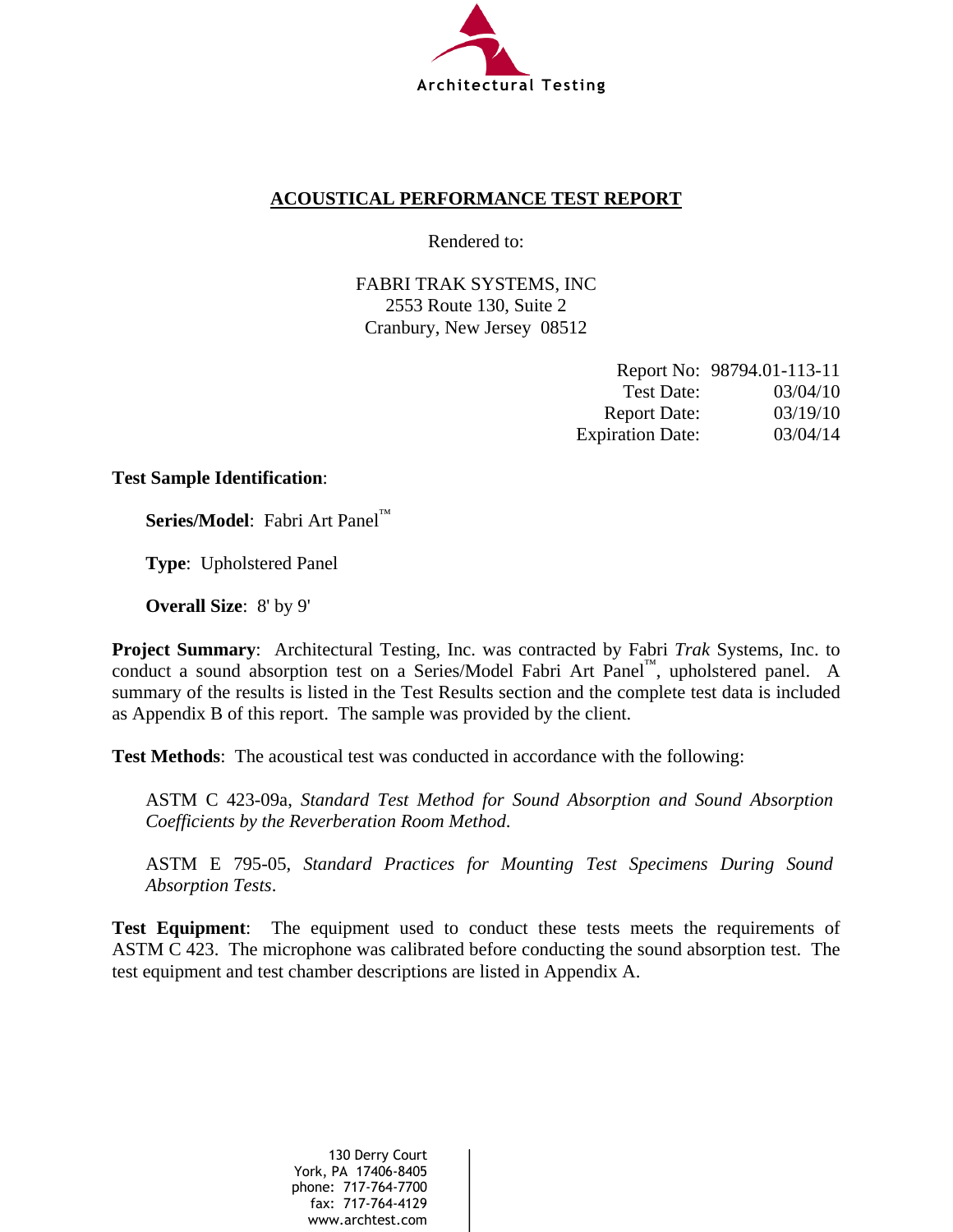Architectural Testing

## ACOUSTICAL PERFORMANCE TEST REPORT

Rendered to:

FABRI TRAK SYSTEMS, INC
2553 Route 130, Suite 2
Cranbury, New Jersey 08512

| | |
|---|---|
| Report No: | 98794.01-113-11 |
| Test Date: | 03/04/10 |
| Report Date: | 03/19/10 |
| Expiration Date: | 03/04/14 |

**Test Sample Identification**:

**Series/Model**: Fabri Art Panel™

**Type**: Upholstered Panel

**Overall Size**: 8' by 9'

**Project Summary**: Architectural Testing, Inc. was contracted by Fabri *Trak* Systems, Inc. to conduct a sound absorption test on a Series/Model Fabri Art Panel™, upholstered panel. A summary of the results is listed in the Test Results section and the complete test data is included as Appendix B of this report. The sample was provided by the client.

**Test Methods**: The acoustical test was conducted in accordance with the following:

ASTM C 423-09a, *Standard Test Method for Sound Absorption and Sound Absorption Coefficients by the Reverberation Room Method.*

ASTM E 795-05, *Standard Practices for Mounting Test Specimens During Sound Absorption Tests*.

**Test Equipment**: The equipment used to conduct these tests meets the requirements of ASTM C 423. The microphone was calibrated before conducting the sound absorption test. The test equipment and test chamber descriptions are listed in Appendix A.

130 Derry Court
York, PA 17406-8405
phone: 717-764-7700
fax: 717-764-4129
www.archtest.com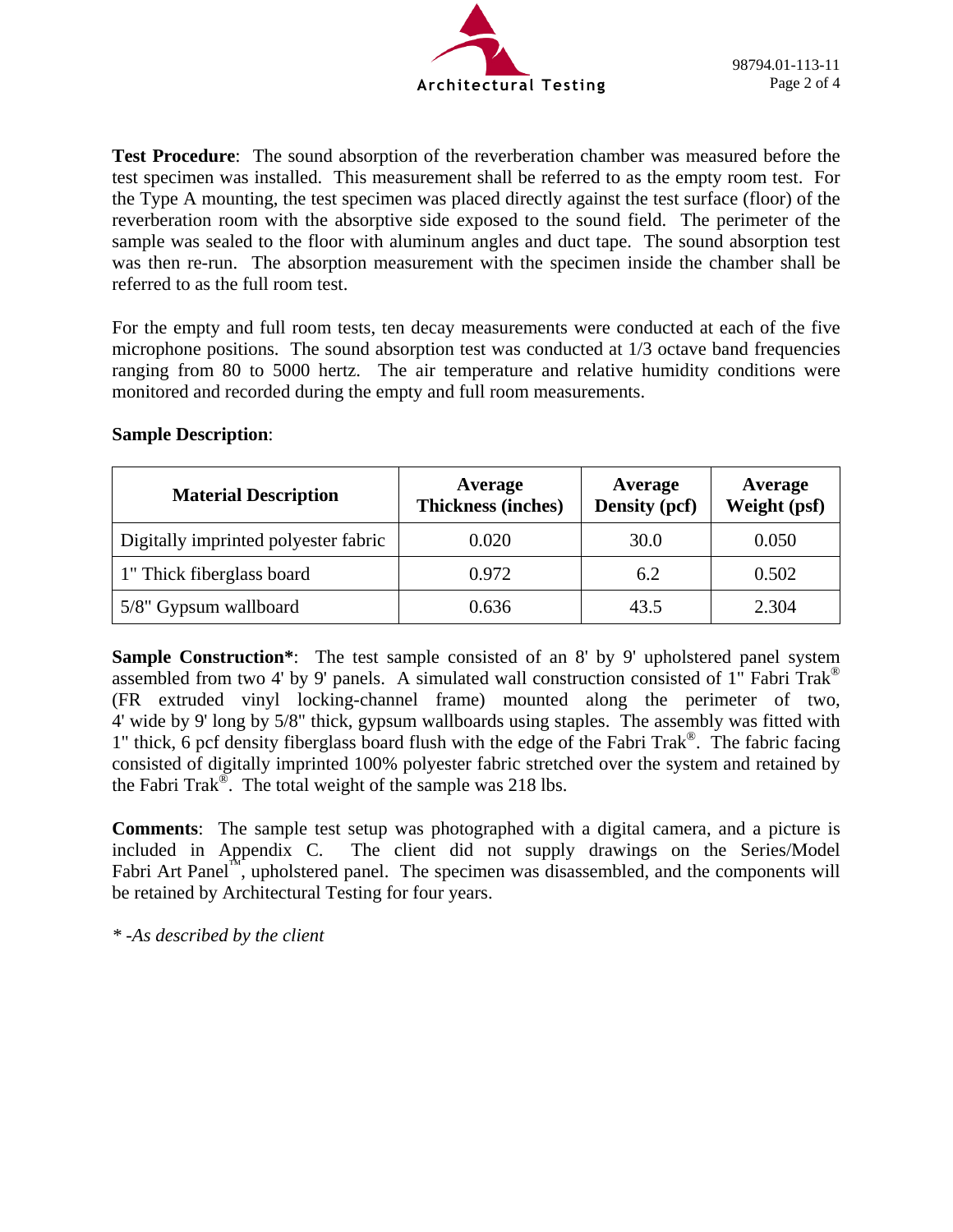**Test Procedure**: The sound absorption of the reverberation chamber was measured before the test specimen was installed. This measurement shall be referred to as the empty room test. For the Type A mounting, the test specimen was placed directly against the test surface (floor) of the reverberation room with the absorptive side exposed to the sound field. The perimeter of the sample was sealed to the floor with aluminum angles and duct tape. The sound absorption test was then re-run. The absorption measurement with the specimen inside the chamber shall be referred to as the full room test.

For the empty and full room tests, ten decay measurements were conducted at each of the five microphone positions. The sound absorption test was conducted at 1/3 octave band frequencies ranging from 80 to 5000 hertz. The air temperature and relative humidity conditions were monitored and recorded during the empty and full room measurements.

**Sample Description**:

| Material Description | Average Thickness (inches) | Average Density (pcf) | Average Weight (psf) |
|---|---|---|---|
| Digitally imprinted polyester fabric | 0.020 | 30.0 | 0.050 |
| 1" Thick fiberglass board | 0.972 | 6.2 | 0.502 |
| 5/8" Gypsum wallboard | 0.636 | 43.5 | 2.304 |

**Sample Construction***: The test sample consisted of an 8' by 9' upholstered panel system assembled from two 4' by 9' panels. A simulated wall construction consisted of 1" Fabri Trak® (FR extruded vinyl locking-channel frame) mounted along the perimeter of two, 4' wide by 9' long by 5/8" thick, gypsum wallboards using staples. The assembly was fitted with 1" thick, 6 pcf density fiberglass board flush with the edge of the Fabri Trak®. The fabric facing consisted of digitally imprinted 100% polyester fabric stretched over the system and retained by the Fabri Trak®. The total weight of the sample was 218 lbs.

**Comments**: The sample test setup was photographed with a digital camera, and a picture is included in Appendix C. The client did not supply drawings on the Series/Model Fabri Art Panel™, upholstered panel. The specimen was disassembled, and the components will be retained by Architectural Testing for four years.

*\* -As described by the client*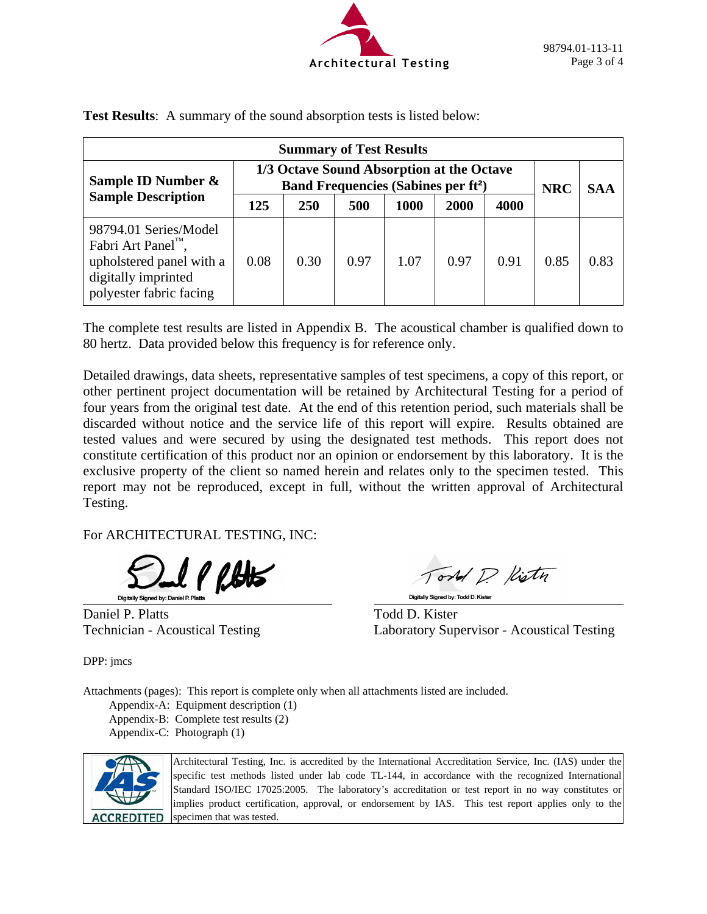**Test Results**: A summary of the sound absorption tests is listed below:

| Summary of Test Results | | | | | | | | |
|---|---|---|---|---|---|---|---|---|
| Sample ID Number & Sample Description | 1/3 Octave Sound Absorption at the Octave Band Frequencies (Sabines per ft²) | | | | | | NRC | SAA |
| | 125 | 250 | 500 | 1000 | 2000 | 4000 | | |
| 98794.01 Series/Model Fabri Art Panel™, upholstered panel with a digitally imprinted polyester fabric facing | 0.08 | 0.30 | 0.97 | 1.07 | 0.97 | 0.91 | 0.85 | 0.83 |

The complete test results are listed in Appendix B. The acoustical chamber is qualified down to 80 hertz. Data provided below this frequency is for reference only.

Detailed drawings, data sheets, representative samples of test specimens, a copy of this report, or other pertinent project documentation will be retained by Architectural Testing for a period of four years from the original test date. At the end of this retention period, such materials shall be discarded without notice and the service life of this report will expire. Results obtained are tested values and were secured by using the designated test methods. This report does not constitute certification of this product nor an opinion or endorsement by this laboratory. It is the exclusive property of the client so named herein and relates only to the specimen tested. This report may not be reproduced, except in full, without the written approval of Architectural Testing.

For ARCHITECTURAL TESTING, INC:

Digitally Signed by: Daniel P. Platts

Daniel P. Platts
Technician - Acoustical Testing

Digitally Signed by: Todd D. Kister

Todd D. Kister
Laboratory Supervisor - Acoustical Testing

DPP: jmcs

Attachments (pages): This report is complete only when all attachments listed are included.

- Appendix-A: Equipment description (1)
- Appendix-B: Complete test results (2)
- Appendix-C: Photograph (1)

IAS ACCREDITED

Architectural Testing, Inc. is accredited by the International Accreditation Service, Inc. (IAS) under the specific test methods listed under lab code TL-144, in accordance with the recognized International Standard ISO/IEC 17025:2005. The laboratory's accreditation or test report in no way constitutes or implies product certification, approval, or endorsement by IAS. This test report applies only to the specimen that was tested.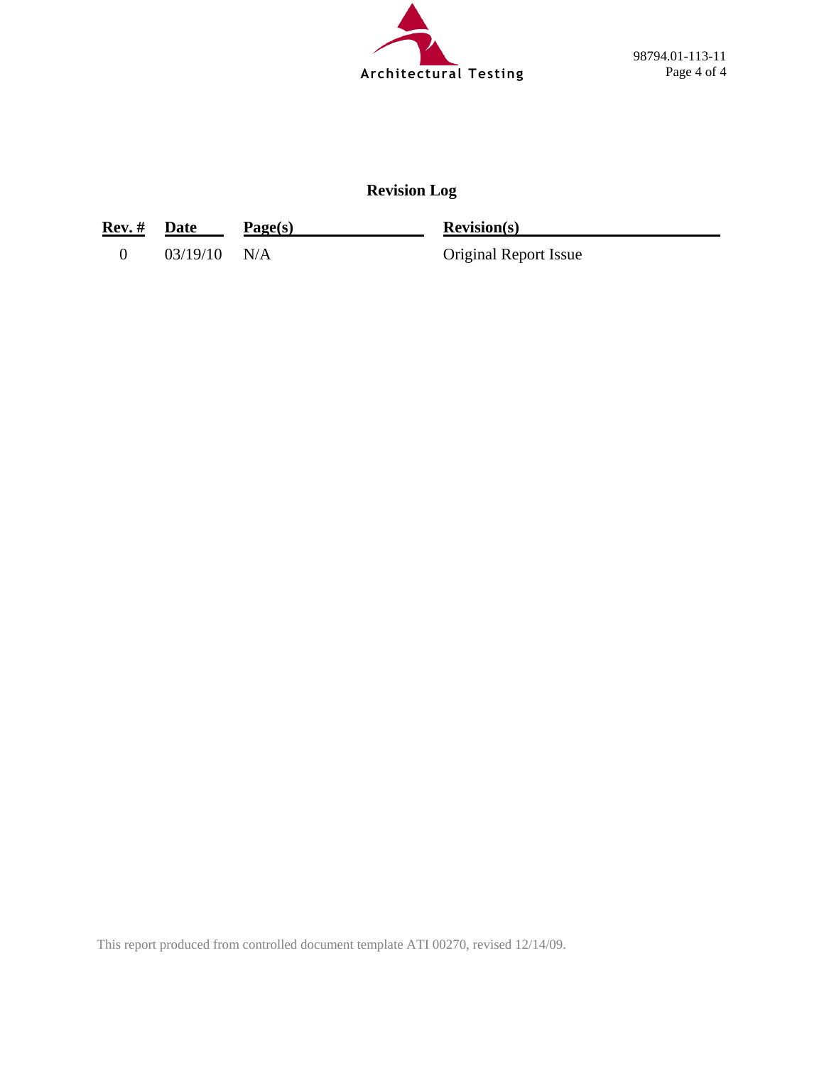## Revision Log

| Rev. # | Date | Page(s) | Revision(s) |
|---|---|---|---|
| 0 | 03/19/10 | N/A | Original Report Issue |

This report produced from controlled document template ATI 00270, revised 12/14/09.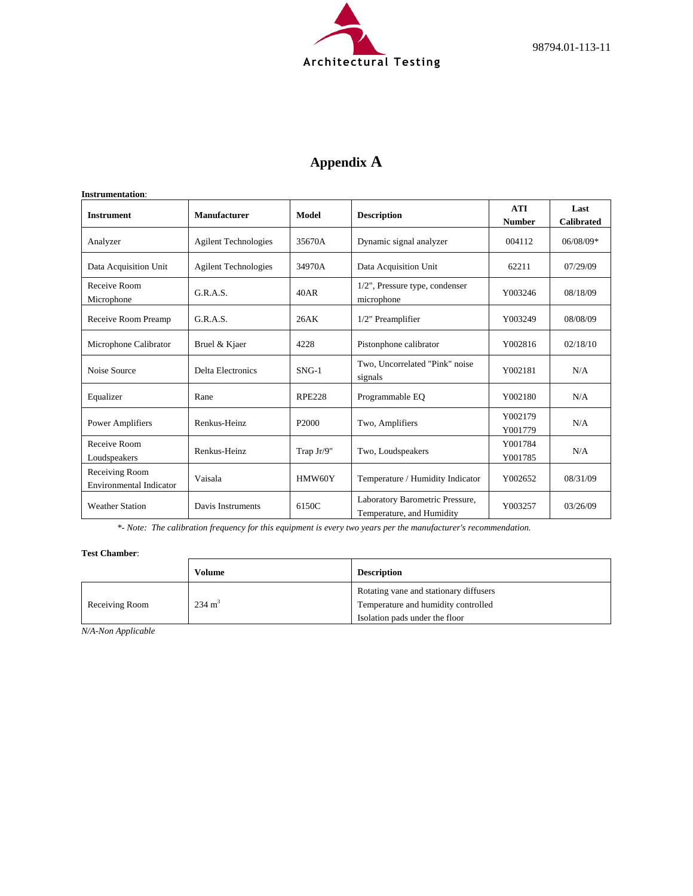# Appendix A

**Instrumentation**:

| Instrument | Manufacturer | Model | Description | ATI Number | Last Calibrated |
|---|---|---|---|---|---|
| Analyzer | Agilent Technologies | 35670A | Dynamic signal analyzer | 004112 | 06/08/09* |
| Data Acquisition Unit | Agilent Technologies | 34970A | Data Acquisition Unit | 62211 | 07/29/09 |
| Receive Room Microphone | G.R.A.S. | 40AR | 1/2", Pressure type, condenser microphone | Y003246 | 08/18/09 |
| Receive Room Preamp | G.R.A.S. | 26AK | 1/2" Preamplifier | Y003249 | 08/08/09 |
| Microphone Calibrator | Bruel & Kjaer | 4228 | Pistonphone calibrator | Y002816 | 02/18/10 |
| Noise Source | Delta Electronics | SNG-1 | Two, Uncorrelated "Pink" noise signals | Y002181 | N/A |
| Equalizer | Rane | RPE228 | Programmable EQ | Y002180 | N/A |
| Power Amplifiers | Renkus-Heinz | P2000 | Two, Amplifiers | Y002179 Y001779 | N/A |
| Receive Room Loudspeakers | Renkus-Heinz | Trap Jr/9" | Two, Loudspeakers | Y001784 Y001785 | N/A |
| Receiving Room Environmental Indicator | Vaisala | HMW60Y | Temperature / Humidity Indicator | Y002652 | 08/31/09 |
| Weather Station | Davis Instruments | 6150C | Laboratory Barometric Pressure, Temperature, and Humidity | Y003257 | 03/26/09 |

*\*- Note: The calibration frequency for this equipment is every two years per the manufacturer's recommendation.*

**Test Chamber**:

| | Volume | Description |
|---|---|---|
| Receiving Room | 234 $m^3$ | Rotating vane and stationary diffusers<br>Temperature and humidity controlled<br>Isolation pads under the floor |

*N/A-Non Applicable*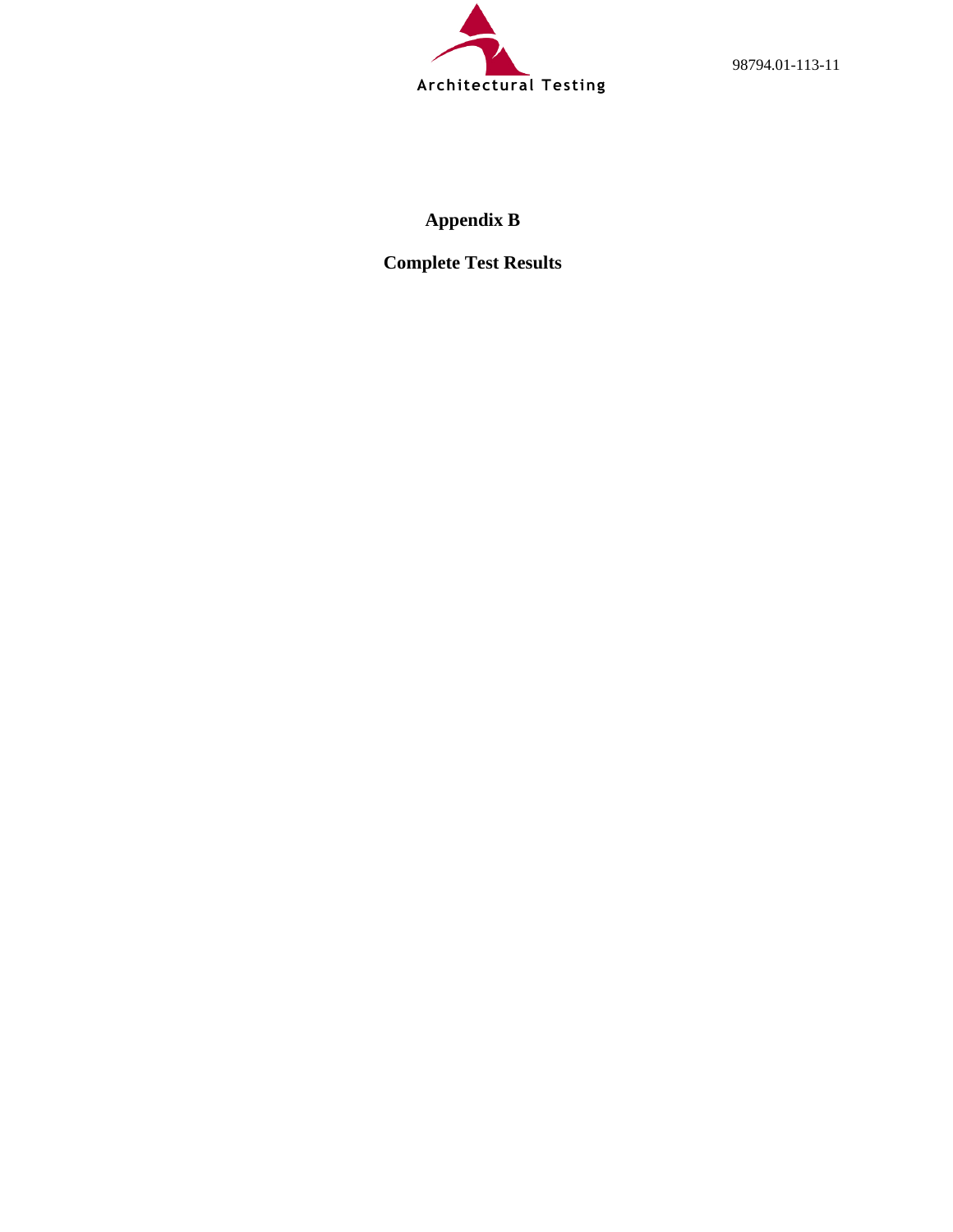# Appendix B

## Complete Test Results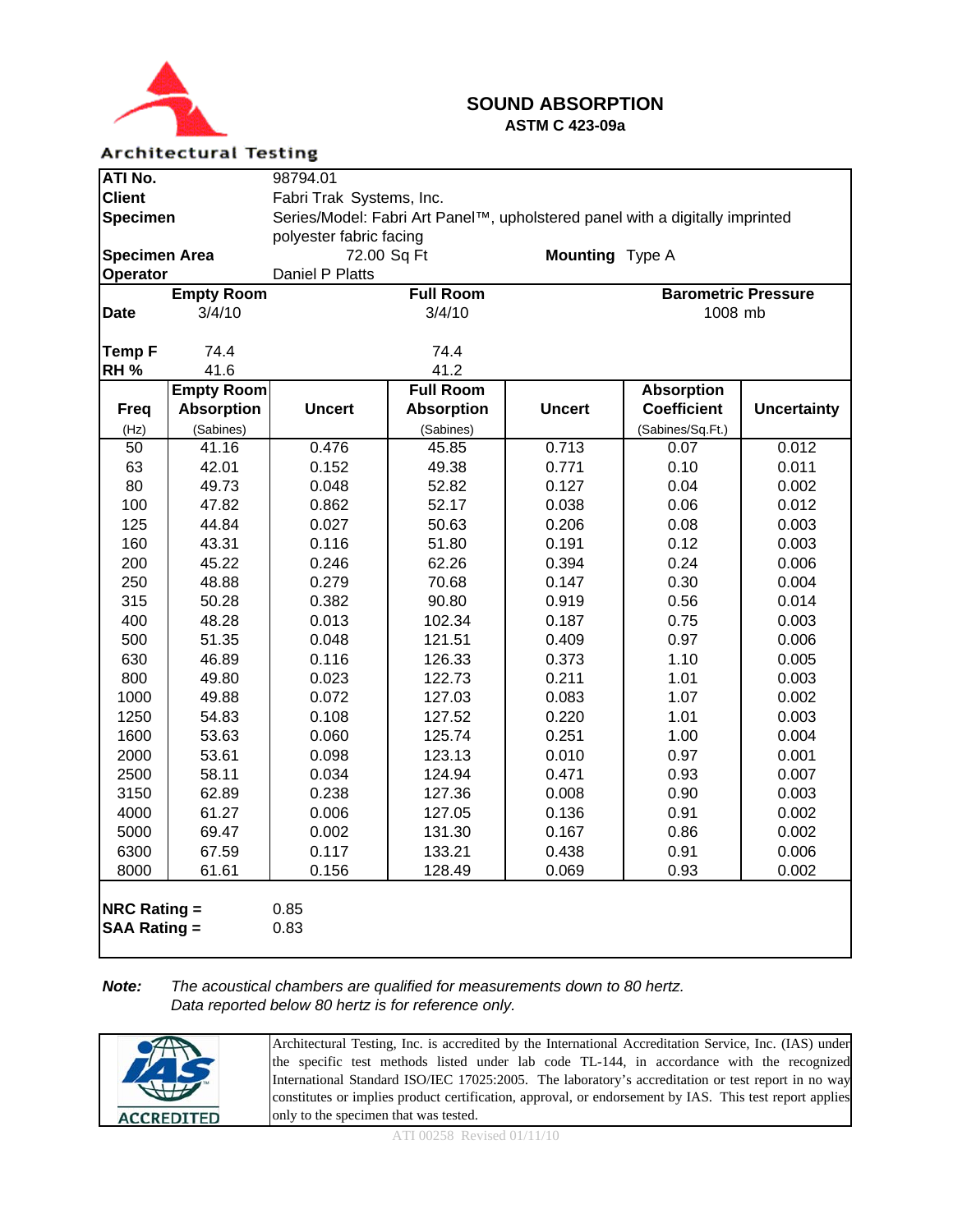Architectural Testing

# SOUND ABSORPTION

## ASTM C 423-09a

| | |
|---|---|
| **ATI No.** | 98794.01 |
| **Client** | Fabri Trak Systems, Inc. |
| **Specimen** | Series/Model: Fabri Art Panel™, upholstered panel with a digitally imprinted polyester fabric facing |
| **Specimen Area** | 72.00 Sq Ft |
| **Mounting** | Type A |
| **Operator** | Daniel P Platts |

| | Empty Room | Full Room | Barometric Pressure |
|---|---|---|---|
| **Date** | 3/4/10 | 3/4/10 | 1008 mb |
| **Temp F** | 74.4 | 74.4 | |
| **RH %** | 41.6 | 41.2 | |

| Freq (Hz) | Empty Room Absorption (Sabines) | Uncert | Full Room Absorption (Sabines) | Uncert | Absorption Coefficient (Sabines/Sq.Ft.) | Uncertainty |
|---|---|---|---|---|---|---|
| 50 | 41.16 | 0.476 | 45.85 | 0.713 | 0.07 | 0.012 |
| 63 | 42.01 | 0.152 | 49.38 | 0.771 | 0.10 | 0.011 |
| 80 | 49.73 | 0.048 | 52.82 | 0.127 | 0.04 | 0.002 |
| 100 | 47.82 | 0.862 | 52.17 | 0.038 | 0.06 | 0.012 |
| 125 | 44.84 | 0.027 | 50.63 | 0.206 | 0.08 | 0.003 |
| 160 | 43.31 | 0.116 | 51.80 | 0.191 | 0.12 | 0.003 |
| 200 | 45.22 | 0.246 | 62.26 | 0.394 | 0.24 | 0.006 |
| 250 | 48.88 | 0.279 | 70.68 | 0.147 | 0.30 | 0.004 |
| 315 | 50.28 | 0.382 | 90.80 | 0.919 | 0.56 | 0.014 |
| 400 | 48.28 | 0.013 | 102.34 | 0.187 | 0.75 | 0.003 |
| 500 | 51.35 | 0.048 | 121.51 | 0.409 | 0.97 | 0.006 |
| 630 | 46.89 | 0.116 | 126.33 | 0.373 | 1.10 | 0.005 |
| 800 | 49.80 | 0.023 | 122.73 | 0.211 | 1.01 | 0.003 |
| 1000 | 49.88 | 0.072 | 127.03 | 0.083 | 1.07 | 0.002 |
| 1250 | 54.83 | 0.108 | 127.52 | 0.220 | 1.01 | 0.003 |
| 1600 | 53.63 | 0.060 | 125.74 | 0.251 | 1.00 | 0.004 |
| 2000 | 53.61 | 0.098 | 123.13 | 0.010 | 0.97 | 0.001 |
| 2500 | 58.11 | 0.034 | 124.94 | 0.471 | 0.93 | 0.007 |
| 3150 | 62.89 | 0.238 | 127.36 | 0.008 | 0.90 | 0.003 |
| 4000 | 61.27 | 0.006 | 127.05 | 0.136 | 0.91 | 0.002 |
| 5000 | 69.47 | 0.002 | 131.30 | 0.167 | 0.86 | 0.002 |
| 6300 | 67.59 | 0.117 | 133.21 | 0.438 | 0.91 | 0.006 |
| 8000 | 61.61 | 0.156 | 128.49 | 0.069 | 0.93 | 0.002 |

**NRC Rating =** 0.85
**SAA Rating =** 0.83

***Note:*** *The acoustical chambers are qualified for measurements down to 80 hertz. Data reported below 80 hertz is for reference only.*

IAS ACCREDITED

Architectural Testing, Inc. is accredited by the International Accreditation Service, Inc. (IAS) under the specific test methods listed under lab code TL-144, in accordance with the recognized International Standard ISO/IEC 17025:2005. The laboratory's accreditation or test report in no way constitutes or implies product certification, approval, or endorsement by IAS. This test report applies only to the specimen that was tested.

ATI 00258 Revised 01/11/10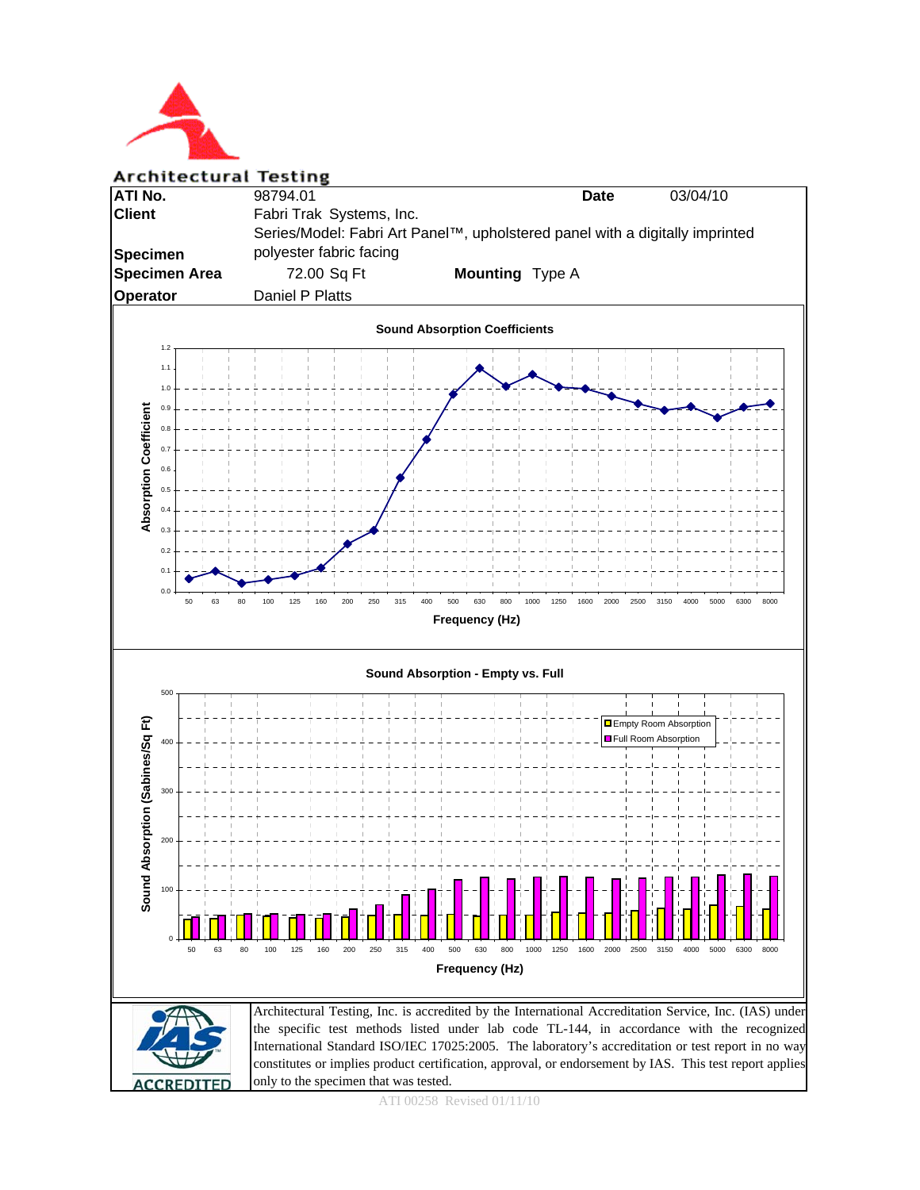**Architectural Testing**

| | | | |
|---|---|---|---|
| **ATI No.** | 98794.01 | **Date** | 03/04/10 |
| **Client** | Fabri Trak Systems, Inc. | | |
| **Specimen** | Series/Model: Fabri Art Panel™, upholstered panel with a digitally imprinted polyester fabric facing | | |
| **Specimen Area** | 72.00 Sq Ft | **Mounting** | Type A |
| **Operator** | Daniel P Platts | | |

**Sound Absorption Coefficients**

**Sound Absorption - Empty vs. Full**

Architectural Testing, Inc. is accredited by the International Accreditation Service, Inc. (IAS) under the specific test methods listed under lab code TL-144, in accordance with the recognized International Standard ISO/IEC 17025:2005. The laboratory's accreditation or test report in no way constitutes or implies product certification, approval, or endorsement by IAS. This test report applies only to the specimen that was tested.

ATI 00258 Revised 01/11/10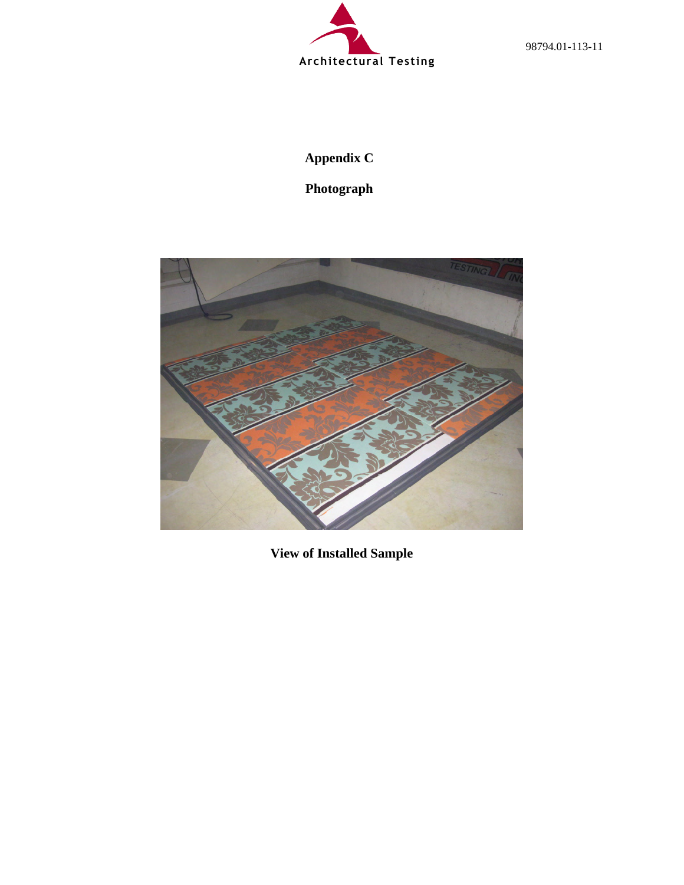# Appendix C

## Photograph

**View of Installed Sample**